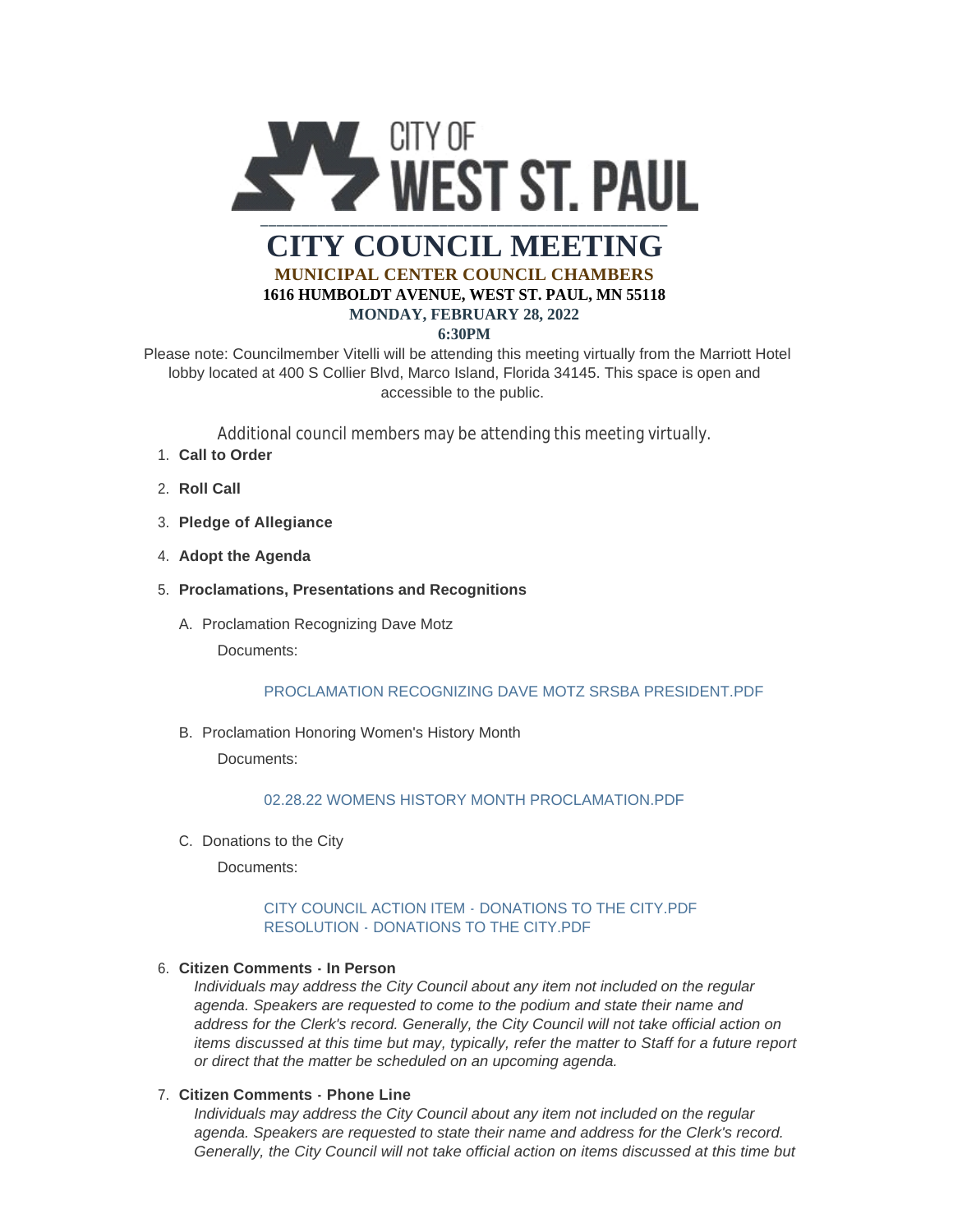CITY OF WEST ST. PAUL

# CITY COUNCIL MEETING

**MUNICIPAL CENTER COUNCIL CHAMBERS**

**1616 HUMBOLDT AVENUE, WEST ST. PAUL, MN 55118**

**MONDAY, FEBRUARY 28, 2022**

**6:30PM**

Please note: Councilmember Vitelli will be attending this meeting virtually from the Marriott Hotel lobby located at 400 S Collier Blvd, Marco Island, Florida 34145. This space is open and accessible to the public.

Additional council members may be attending this meeting virtually.

1. **Call to Order**
2. **Roll Call**
3. **Pledge of Allegiance**
4. **Adopt the Agenda**
5. **Proclamations, Presentations and Recognitions**
   - A. Proclamation Recognizing Dave Motz

     Documents:

     PROCLAMATION RECOGNIZING DAVE MOTZ SRSBA PRESIDENT.PDF
   - B. Proclamation Honoring Women's History Month

     Documents:

     02.28.22 WOMENS HISTORY MONTH PROCLAMATION.PDF
   - C. Donations to the City

     Documents:

     CITY COUNCIL ACTION ITEM - DONATIONS TO THE CITY.PDF
     RESOLUTION - DONATIONS TO THE CITY.PDF
6. **Citizen Comments - In Person**

   *Individuals may address the City Council about any item not included on the regular agenda. Speakers are requested to come to the podium and state their name and address for the Clerk's record. Generally, the City Council will not take official action on items discussed at this time but may, typically, refer the matter to Staff for a future report or direct that the matter be scheduled on an upcoming agenda.*
7. **Citizen Comments - Phone Line**

   *Individuals may address the City Council about any item not included on the regular agenda. Speakers are requested to state their name and address for the Clerk's record. Generally, the City Council will not take official action on items discussed at this time but*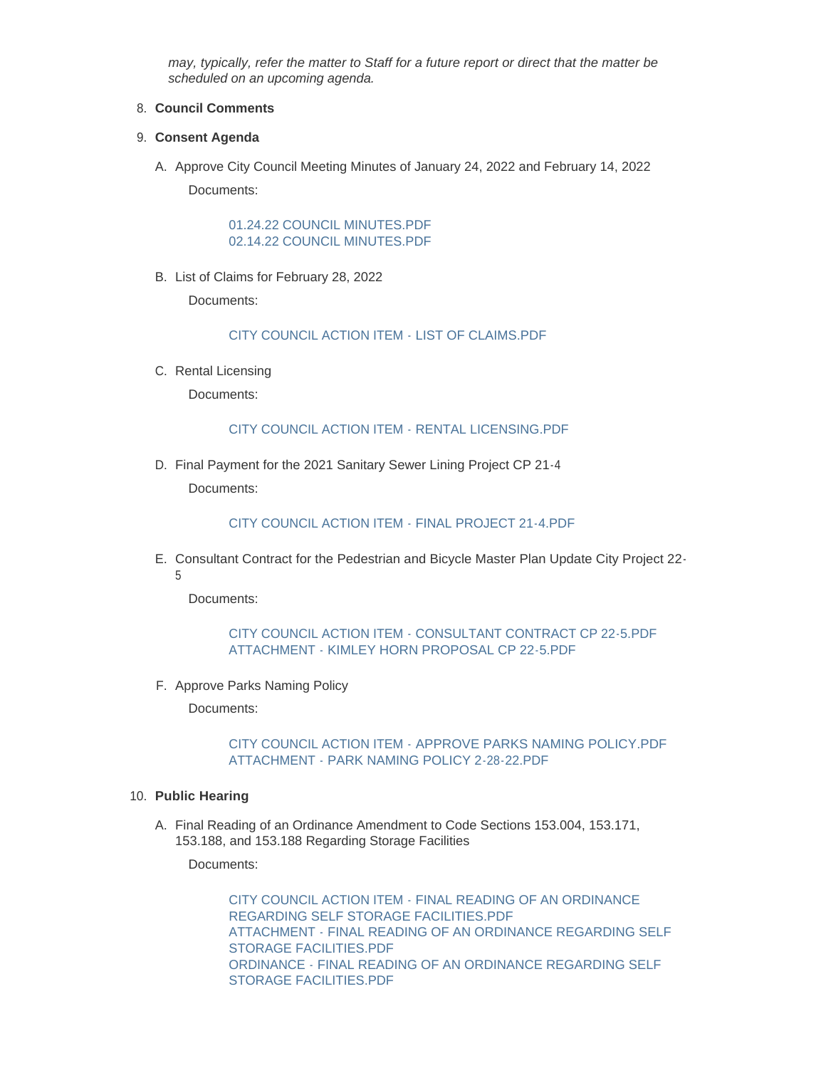*may, typically, refer the matter to Staff for a future report or direct that the matter be scheduled on an upcoming agenda.*

8. **Council Comments**

9. **Consent Agenda**

   A. Approve City Council Meeting Minutes of January 24, 2022 and February 14, 2022

      Documents:

      01.24.22 COUNCIL MINUTES.PDF
      02.14.22 COUNCIL MINUTES.PDF

   B. List of Claims for February 28, 2022

      Documents:

      CITY COUNCIL ACTION ITEM - LIST OF CLAIMS.PDF

   C. Rental Licensing

      Documents:

      CITY COUNCIL ACTION ITEM - RENTAL LICENSING.PDF

   D. Final Payment for the 2021 Sanitary Sewer Lining Project CP 21-4

      Documents:

      CITY COUNCIL ACTION ITEM - FINAL PROJECT 21-4.PDF

   E. Consultant Contract for the Pedestrian and Bicycle Master Plan Update City Project 22-5

      Documents:

      CITY COUNCIL ACTION ITEM - CONSULTANT CONTRACT CP 22-5.PDF
      ATTACHMENT - KIMLEY HORN PROPOSAL CP 22-5.PDF

   F. Approve Parks Naming Policy

      Documents:

      CITY COUNCIL ACTION ITEM - APPROVE PARKS NAMING POLICY.PDF
      ATTACHMENT - PARK NAMING POLICY 2-28-22.PDF

10. **Public Hearing**

   A. Final Reading of an Ordinance Amendment to Code Sections 153.004, 153.171, 153.188, and 153.188 Regarding Storage Facilities

      Documents:

      CITY COUNCIL ACTION ITEM - FINAL READING OF AN ORDINANCE REGARDING SELF STORAGE FACILITIES.PDF
      ATTACHMENT - FINAL READING OF AN ORDINANCE REGARDING SELF STORAGE FACILITIES.PDF
      ORDINANCE - FINAL READING OF AN ORDINANCE REGARDING SELF STORAGE FACILITIES.PDF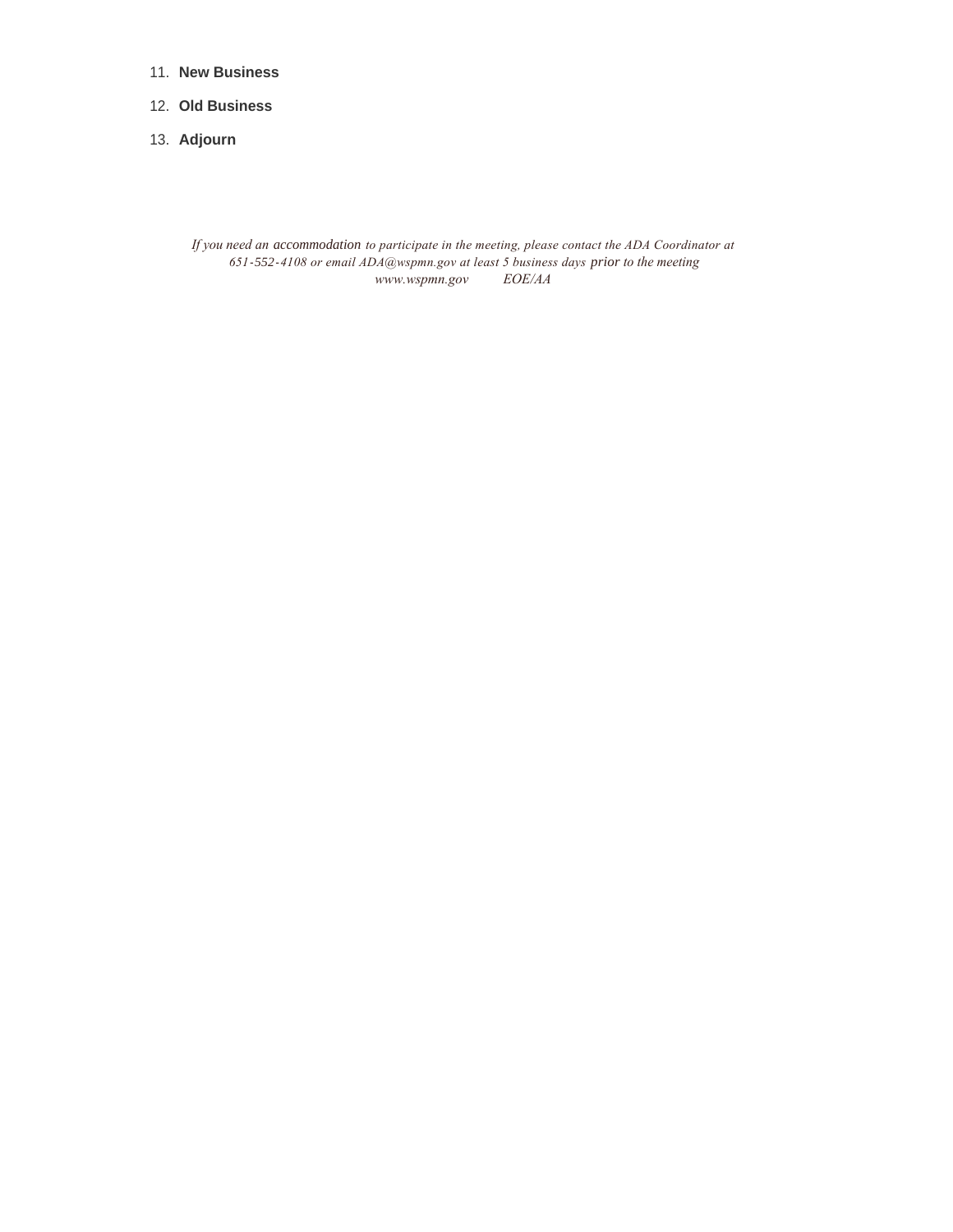11. **New Business**
12. **Old Business**
13. **Adjourn**

*If you need an accommodation to participate in the meeting, please contact the ADA Coordinator at 651-552-4108 or email ADA@wspmn.gov at least 5 business days prior to the meeting*
*www.wspmn.gov EOE/AA*